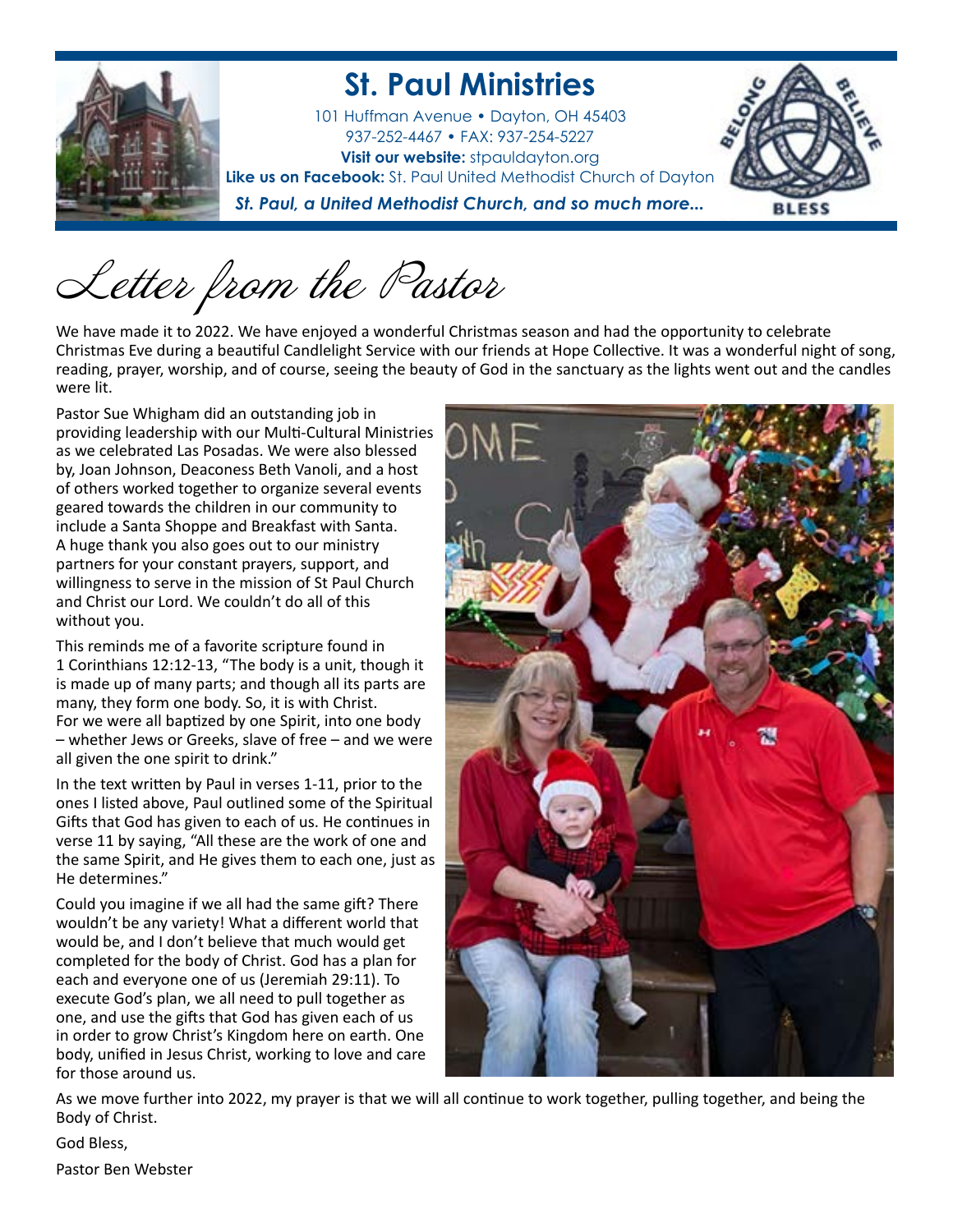# St. Paul Ministries

101 Huffman Avenue • Dayton, OH 45403
937-252-4467 • FAX: 937-254-5227
**Visit our website:** stpauldayton.org
**Like us on Facebook:** St. Paul United Methodist Church of Dayton

***St. Paul, a United Methodist Church, and so much more...***

BELONG BELIEVE BLESS

## Letter from the Pastor

We have made it to 2022. We have enjoyed a wonderful Christmas season and had the opportunity to celebrate Christmas Eve during a beautiful Candlelight Service with our friends at Hope Collective. It was a wonderful night of song, reading, prayer, worship, and of course, seeing the beauty of God in the sanctuary as the lights went out and the candles were lit.

Pastor Sue Whigham did an outstanding job in providing leadership with our Multi-Cultural Ministries as we celebrated Las Posadas. We were also blessed by, Joan Johnson, Deaconess Beth Vanoli, and a host of others worked together to organize several events geared towards the children in our community to include a Santa Shoppe and Breakfast with Santa. A huge thank you also goes out to our ministry partners for your constant prayers, support, and willingness to serve in the mission of St Paul Church and Christ our Lord. We couldn't do all of this without you.

This reminds me of a favorite scripture found in 1 Corinthians 12:12-13, "The body is a unit, though it is made up of many parts; and though all its parts are many, they form one body. So, it is with Christ. For we were all baptized by one Spirit, into one body – whether Jews or Greeks, slave of free – and we were all given the one spirit to drink."

In the text written by Paul in verses 1-11, prior to the ones I listed above, Paul outlined some of the Spiritual Gifts that God has given to each of us. He continues in verse 11 by saying, "All these are the work of one and the same Spirit, and He gives them to each one, just as He determines."

Could you imagine if we all had the same gift? There wouldn't be any variety! What a different world that would be, and I don't believe that much would get completed for the body of Christ. God has a plan for each and everyone one of us (Jeremiah 29:11). To execute God's plan, we all need to pull together as one, and use the gifts that God has given each of us in order to grow Christ's Kingdom here on earth. One body, unified in Jesus Christ, working to love and care for those around us.

As we move further into 2022, my prayer is that we will all continue to work together, pulling together, and being the Body of Christ.

God Bless,

Pastor Ben Webster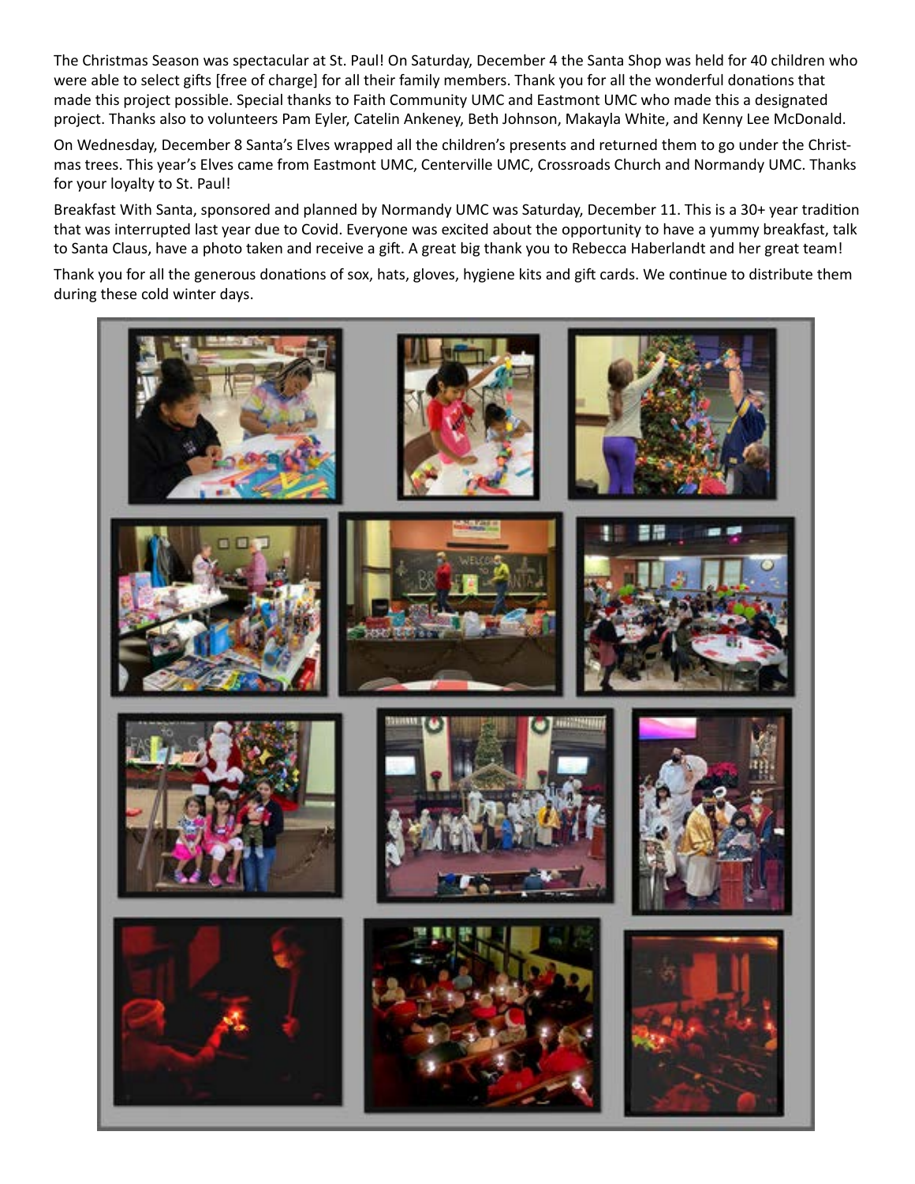The Christmas Season was spectacular at St. Paul! On Saturday, December 4 the Santa Shop was held for 40 children who were able to select gifts [free of charge] for all their family members. Thank you for all the wonderful donations that made this project possible. Special thanks to Faith Community UMC and Eastmont UMC who made this a designated project. Thanks also to volunteers Pam Eyler, Catelin Ankeney, Beth Johnson, Makayla White, and Kenny Lee McDonald.

On Wednesday, December 8 Santa's Elves wrapped all the children's presents and returned them to go under the Christmas trees. This year's Elves came from Eastmont UMC, Centerville UMC, Crossroads Church and Normandy UMC. Thanks for your loyalty to St. Paul!

Breakfast With Santa, sponsored and planned by Normandy UMC was Saturday, December 11. This is a 30+ year tradition that was interrupted last year due to Covid. Everyone was excited about the opportunity to have a yummy breakfast, talk to Santa Claus, have a photo taken and receive a gift. A great big thank you to Rebecca Haberlandt and her great team!

Thank you for all the generous donations of sox, hats, gloves, hygiene kits and gift cards. We continue to distribute them during these cold winter days.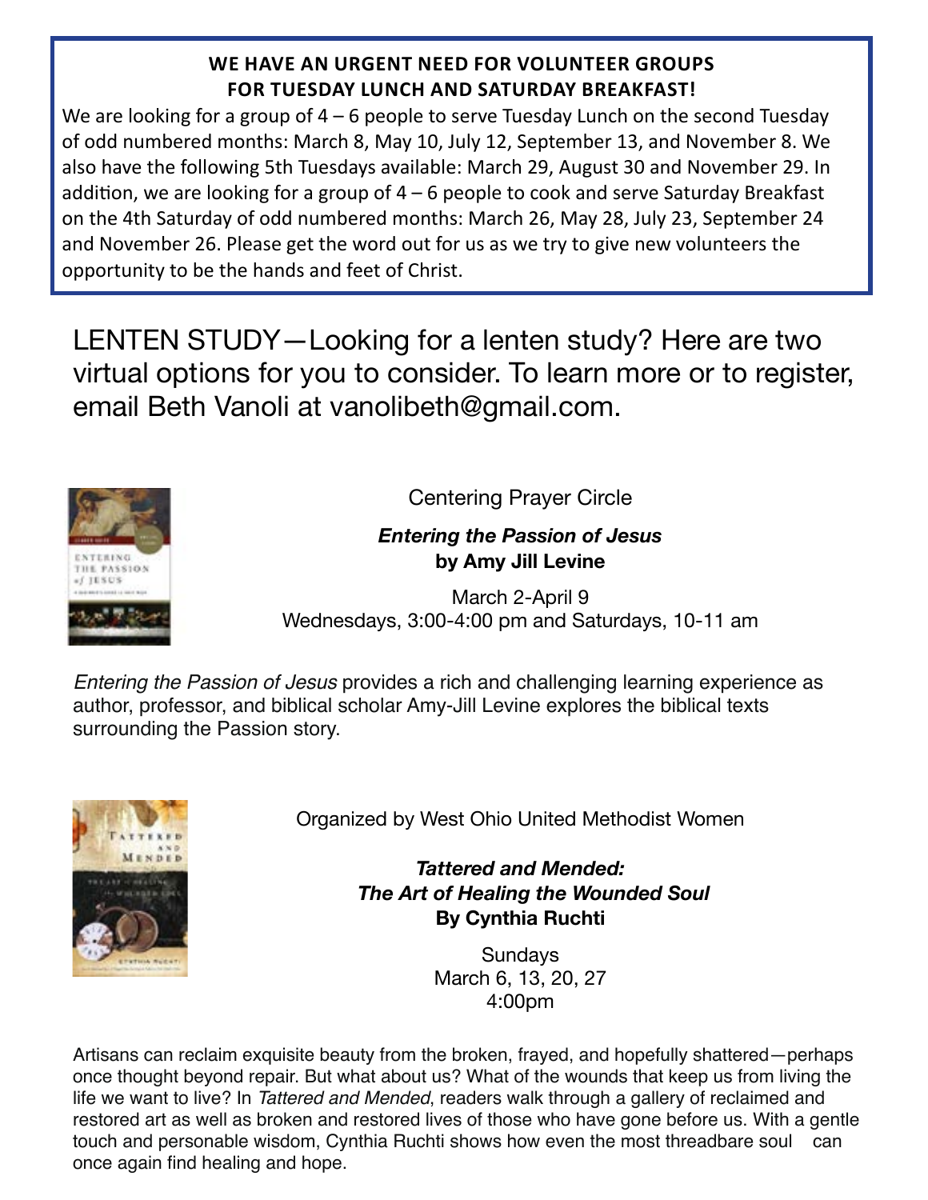**WE HAVE AN URGENT NEED FOR VOLUNTEER GROUPS FOR TUESDAY LUNCH AND SATURDAY BREAKFAST!**

We are looking for a group of 4 – 6 people to serve Tuesday Lunch on the second Tuesday of odd numbered months: March 8, May 10, July 12, September 13, and November 8. We also have the following 5th Tuesdays available: March 29, August 30 and November 29. In addition, we are looking for a group of 4 – 6 people to cook and serve Saturday Breakfast on the 4th Saturday of odd numbered months: March 26, May 28, July 23, September 24 and November 26. Please get the word out for us as we try to give new volunteers the opportunity to be the hands and feet of Christ.

LENTEN STUDY—Looking for a lenten study? Here are two virtual options for you to consider. To learn more or to register, email Beth Vanoli at vanolibeth@gmail.com.

Centering Prayer Circle

***Entering the Passion of Jesus***
**by Amy Jill Levine**

March 2-April 9
Wednesdays, 3:00-4:00 pm and Saturdays, 10-11 am

*Entering the Passion of Jesus* provides a rich and challenging learning experience as author, professor, and biblical scholar Amy-Jill Levine explores the biblical texts surrounding the Passion story.

Organized by West Ohio United Methodist Women

***Tattered and Mended: The Art of Healing the Wounded Soul***
**By Cynthia Ruchti**

Sundays
March 6, 13, 20, 27
4:00pm

Artisans can reclaim exquisite beauty from the broken, frayed, and hopefully shattered—perhaps once thought beyond repair. But what about us? What of the wounds that keep us from living the life we want to live? In *Tattered and Mended*, readers walk through a gallery of reclaimed and restored art as well as broken and restored lives of those who have gone before us. With a gentle touch and personable wisdom, Cynthia Ruchti shows how even the most threadbare soul can once again find healing and hope.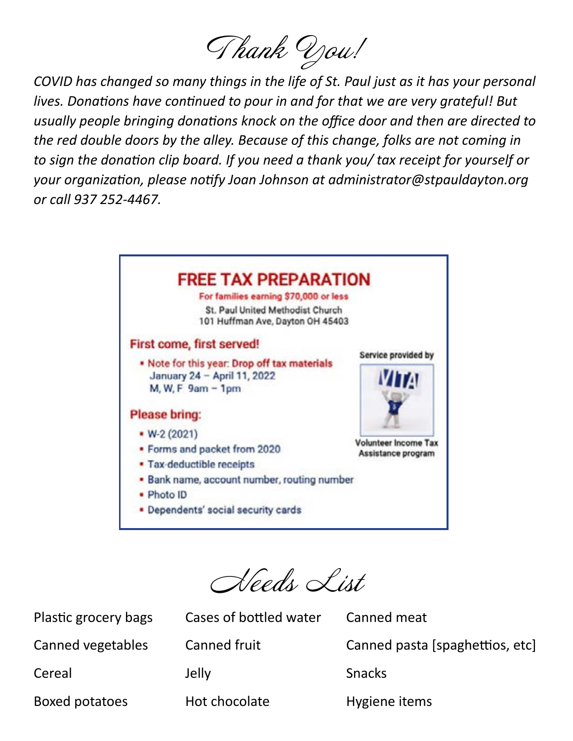# Thank You!

*COVID has changed so many things in the life of St. Paul just as it has your personal lives. Donations have continued to pour in and for that we are very grateful! But usually people bringing donations knock on the office door and then are directed to the red double doors by the alley. Because of this change, folks are not coming in to sign the donation clip board. If you need a thank you/ tax receipt for yourself or your organization, please notify Joan Johnson at administrator@stpauldayton.org or call 937 252-4467.*

## FREE TAX PREPARATION

For families earning $70,000 or less

St. Paul United Methodist Church
101 Huffman Ave, Dayton OH 45403

**First come, first served!**

- Note for this year: Drop off tax materials January 24 – April 11, 2022 M, W, F 9am – 1pm

**Please bring:**

- W-2 (2021)
- Forms and packet from 2020
- Tax-deductible receipts
- Bank name, account number, routing number
- Photo ID
- Dependents' social security cards

Service provided by VITA

Volunteer Income Tax Assistance program

# Needs List

- Plastic grocery bags
- Canned vegetables
- Cereal
- Boxed potatoes
- Cases of bottled water
- Canned fruit
- Jelly
- Hot chocolate
- Canned meat
- Canned pasta [spaghettios, etc]
- Snacks
- Hygiene items